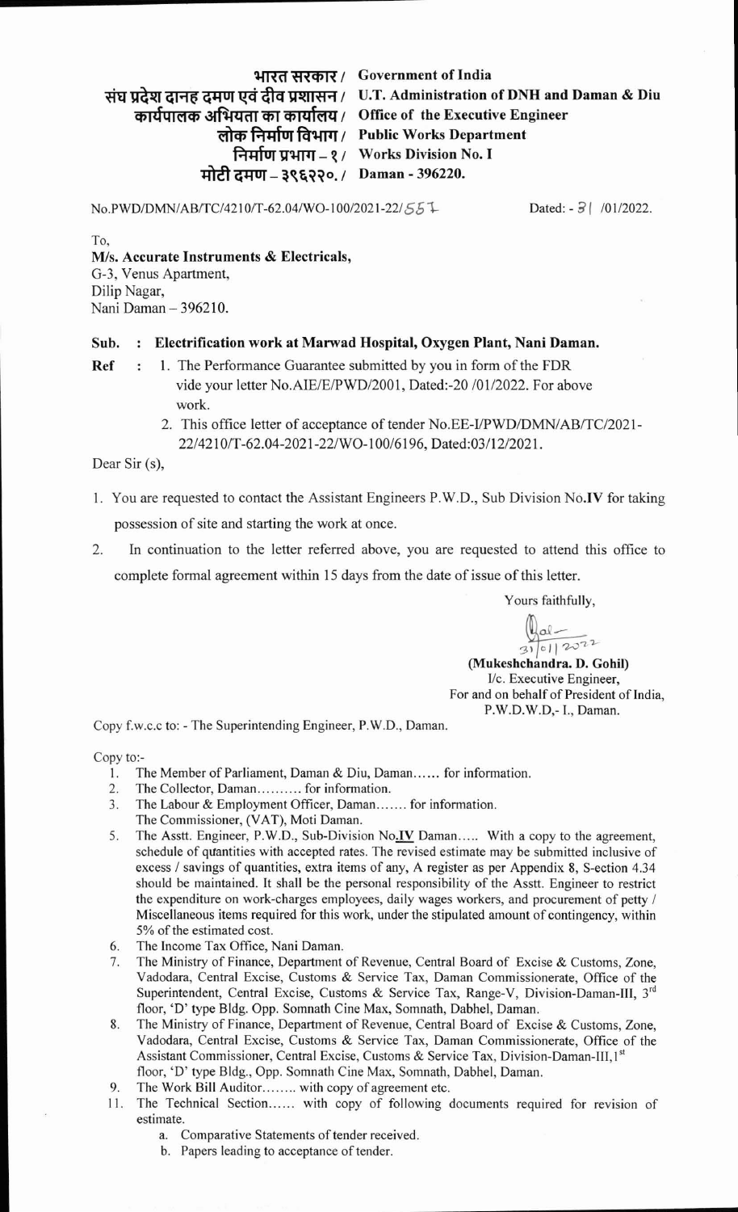भारत सरकार / Government of India
संघ प्रदेश दानह दमण एवं दीव प्रशासन / U.T. Administration of DNH and Daman & Diu
कार्यपालक अभियता का कार्यालय / Office of the Executive Engineer
लोक निर्माण विभाग / Public Works Department
निर्माण प्रभाग – १ / Works Division No. I
मोटी दमण – ३९६२२०. / Daman - 396220.

No.PWD/DMN/AB/TC/4210/T-62.04/WO-100/2021-22/557

Dated: - 31 /01/2022.

To,
**M/s. Accurate Instruments & Electricals,**
G-3, Venus Apartment,
Dilip Nagar,
Nani Daman – 396210.

**Sub. : Electrification work at Marwad Hospital, Oxygen Plant, Nani Daman.**

**Ref :** 1. The Performance Guarantee submitted by you in form of the FDR vide your letter No.AIE/E/PWD/2001, Dated:-20 /01/2022. For above work.
2. This office letter of acceptance of tender No.EE-I/PWD/DMN/AB/TC/2021-22/4210/T-62.04-2021-22/WO-100/6196, Dated:03/12/2021.

Dear Sir (s),

1. You are requested to contact the Assistant Engineers P.W.D., Sub Division No.**IV** for taking possession of site and starting the work at once.

2. In continuation to the letter referred above, you are requested to attend this office to complete formal agreement within 15 days from the date of issue of this letter.

Yours faithfully,

31/01/2022

**(Mukeshchandra. D. Gohil)**
I/c. Executive Engineer,
For and on behalf of President of India,
P.W.D.W.D,- I., Daman.

Copy f.w.c.c to: - The Superintending Engineer, P.W.D., Daman.

Copy to:-

1. The Member of Parliament, Daman & Diu, Daman...... for information.
2. The Collector, Daman.......... for information.
3. The Labour & Employment Officer, Daman....... for information.
   The Commissioner, (VAT), Moti Daman.
5. The Asstt. Engineer, P.W.D., Sub-Division No.**IV** Daman..... With a copy to the agreement, schedule of quantities with accepted rates. The revised estimate may be submitted inclusive of excess / savings of quantities, extra items of any, A register as per Appendix 8, S-ection 4.34 should be maintained. It shall be the personal responsibility of the Asstt. Engineer to restrict the expenditure on work-charges employees, daily wages workers, and procurement of petty / Miscellaneous items required for this work, under the stipulated amount of contingency, within 5% of the estimated cost.
6. The Income Tax Office, Nani Daman.
7. The Ministry of Finance, Department of Revenue, Central Board of Excise & Customs, Zone, Vadodara, Central Excise, Customs & Service Tax, Daman Commissionerate, Office of the Superintendent, Central Excise, Customs & Service Tax, Range-V, Division-Daman-III, 3rd floor, 'D' type Bldg. Opp. Somnath Cine Max, Somnath, Dabhel, Daman.
8. The Ministry of Finance, Department of Revenue, Central Board of Excise & Customs, Zone, Vadodara, Central Excise, Customs & Service Tax, Daman Commissionerate, Office of the Assistant Commissioner, Central Excise, Customs & Service Tax, Division-Daman-III, 1st floor, 'D' type Bldg., Opp. Somnath Cine Max, Somnath, Dabhel, Daman.
9. The Work Bill Auditor........ with copy of agreement etc.
11. The Technical Section...... with copy of following documents required for revision of estimate.
    a. Comparative Statements of tender received.
    b. Papers leading to acceptance of tender.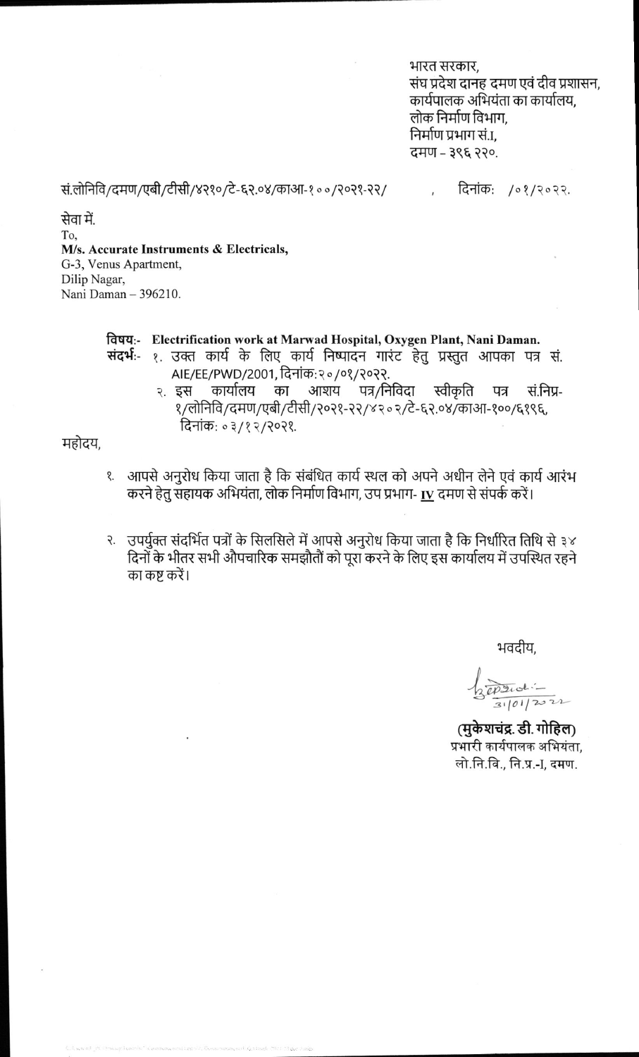भारत सरकार,
संघ प्रदेश दानह दमण एवं दीव प्रशासन,
कार्यपालक अभियंता का कार्यालय,
लोक निर्माण विभाग,
निर्माण प्रभाग सं.I,
दमण - ३९६ २२०.

सं.लोनिवि/दमण/एबी/टीसी/४२१०/टे-६२.०४/काआ-१००/२०२१-२२/ , दिनांक: /०१/२०२२.

सेवा में.
To,
**M/s. Accurate Instruments & Electricals,**
G-3, Venus Apartment,
Dilip Nagar,
Nani Daman – 396210.

**विषय:-** **Electrification work at Marwad Hospital, Oxygen Plant, Nani Daman.**

**संदर्भ:-**
१. उक्त कार्य के लिए कार्य निष्पादन गारंट हेतु प्रस्तुत आपका पत्र सं. AIE/EE/PWD/2001, दिनांक:२०/०१/२०२२.
२. इस कार्यालय का आशय पत्र/निविदा स्वीकृति पत्र सं.निप्र-१/लोनिवि/दमण/एबी/टीसी/२०२१-२२/४२०२/टे-६२.०४/काआ-१००/६१९६, दिनांक: ०३/१२/२०२१.

महोदय,

१. आपसे अनुरोध किया जाता है कि संबंधित कार्य स्थल को अपने अधीन लेने एवं कार्य आरंभ करने हेतु सहायक अभियंता, लोक निर्माण विभाग, उप प्रभाग- IV दमण से संपर्क करें।

२. उपर्युक्त संदर्भित पत्रों के सिलसिले में आपसे अनुरोध किया जाता है कि निर्धारित तिथि से ३४ दिनों के भीतर सभी औपचारिक समझौतों को पूरा करने के लिए इस कार्यालय में उपस्थित रहने का कष्ट करें।

भवदीय,

31/01/2022

**(मुकेशचंद्र. डी. गोहिल)**
प्रभारी कार्यपालक अभियंता,
लो.नि.वि., नि.प्र.-I, दमण.